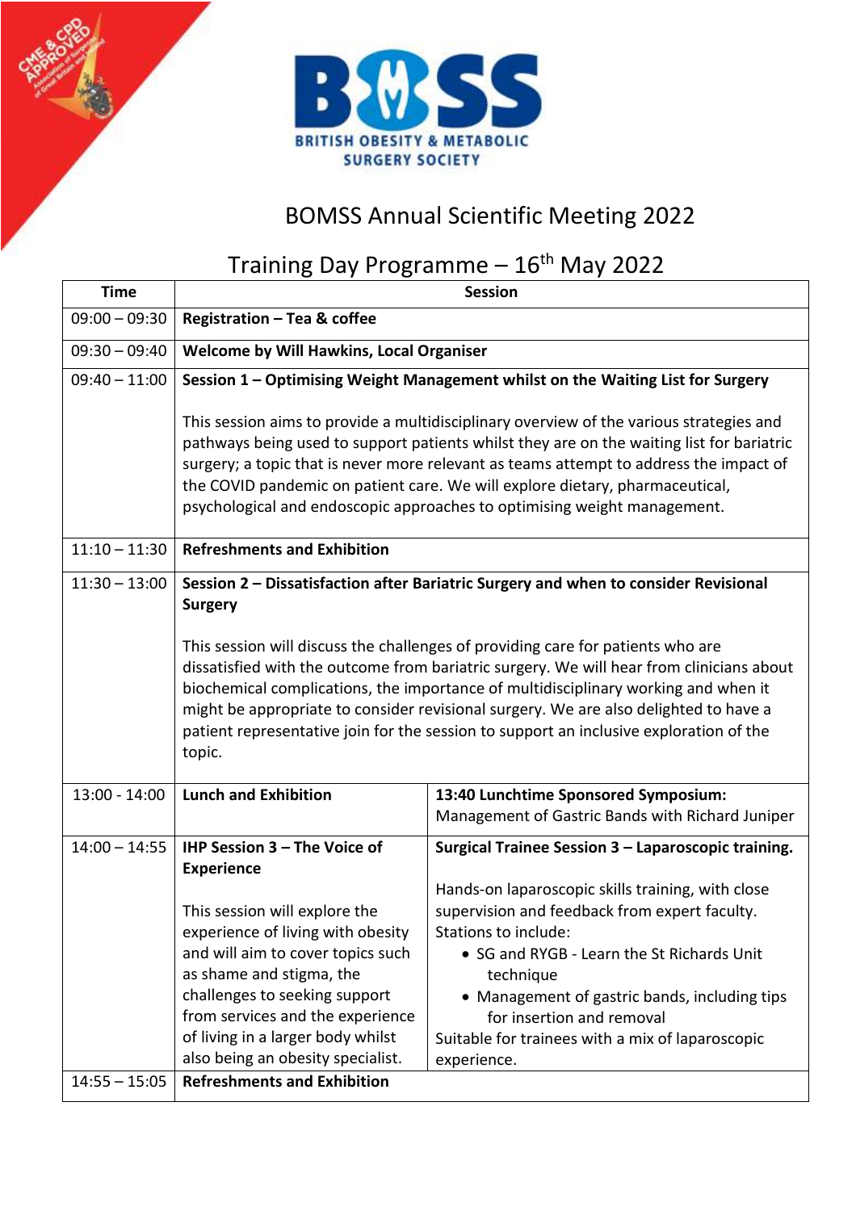BRITISH OBESITY & METABOLIC SURGERY SOCIETY

# BOMSS Annual Scientific Meeting 2022

## Training Day Programme – 16th May 2022

| Time | Session | |
|---|---|---|
| 09:00 – 09:30 | **Registration – Tea & coffee** | |
| 09:30 – 09:40 | **Welcome by Will Hawkins, Local Organiser** | |
| 09:40 – 11:00 | **Session 1 – Optimising Weight Management whilst on the Waiting List for Surgery**<br><br>This session aims to provide a multidisciplinary overview of the various strategies and pathways being used to support patients whilst they are on the waiting list for bariatric surgery; a topic that is never more relevant as teams attempt to address the impact of the COVID pandemic on patient care. We will explore dietary, pharmaceutical, psychological and endoscopic approaches to optimising weight management. | |
| 11:10 – 11:30 | **Refreshments and Exhibition** | |
| 11:30 – 13:00 | **Session 2 – Dissatisfaction after Bariatric Surgery and when to consider Revisional Surgery**<br><br>This session will discuss the challenges of providing care for patients who are dissatisfied with the outcome from bariatric surgery. We will hear from clinicians about biochemical complications, the importance of multidisciplinary working and when it might be appropriate to consider revisional surgery. We are also delighted to have a patient representative join for the session to support an inclusive exploration of the topic. | |
| 13:00 - 14:00 | **Lunch and Exhibition** | **13:40 Lunchtime Sponsored Symposium:**<br>Management of Gastric Bands with Richard Juniper |
| 14:00 – 14:55 | **IHP Session 3 – The Voice of Experience**<br><br>This session will explore the experience of living with obesity and will aim to cover topics such as shame and stigma, the challenges to seeking support from services and the experience of living in a larger body whilst also being an obesity specialist. | **Surgical Trainee Session 3 – Laparoscopic training.**<br><br>Hands-on laparoscopic skills training, with close supervision and feedback from expert faculty.<br>Stations to include:<br>• SG and RYGB - Learn the St Richards Unit technique<br>• Management of gastric bands, including tips for insertion and removal<br>Suitable for trainees with a mix of laparoscopic experience. |
| 14:55 – 15:05 | **Refreshments and Exhibition** | |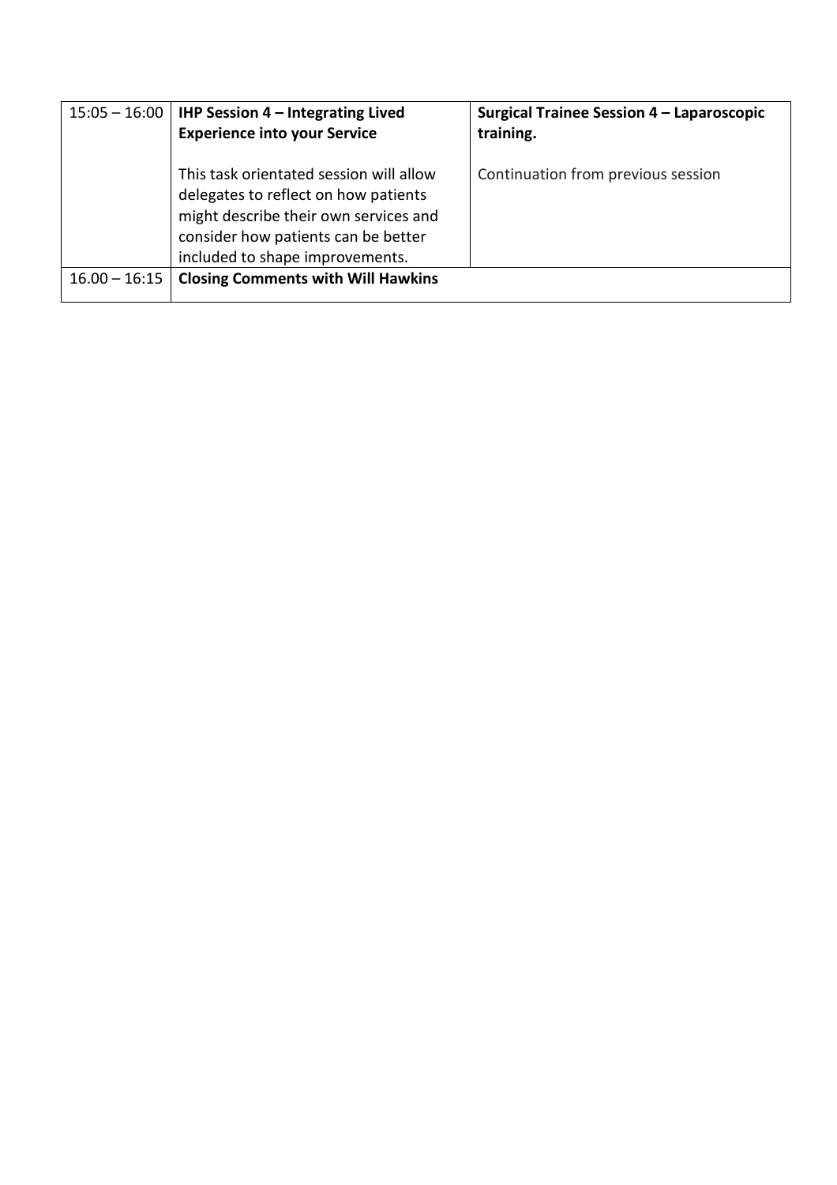| | | |
|---|---|---|
| 15:05 – 16:00 | **IHP Session 4 – Integrating Lived Experience into your Service**<br><br>This task orientated session will allow delegates to reflect on how patients might describe their own services and consider how patients can be better included to shape improvements. | **Surgical Trainee Session 4 – Laparoscopic training.**<br><br>Continuation from previous session |
| 16.00 – 16:15 | **Closing Comments with Will Hawkins** | |